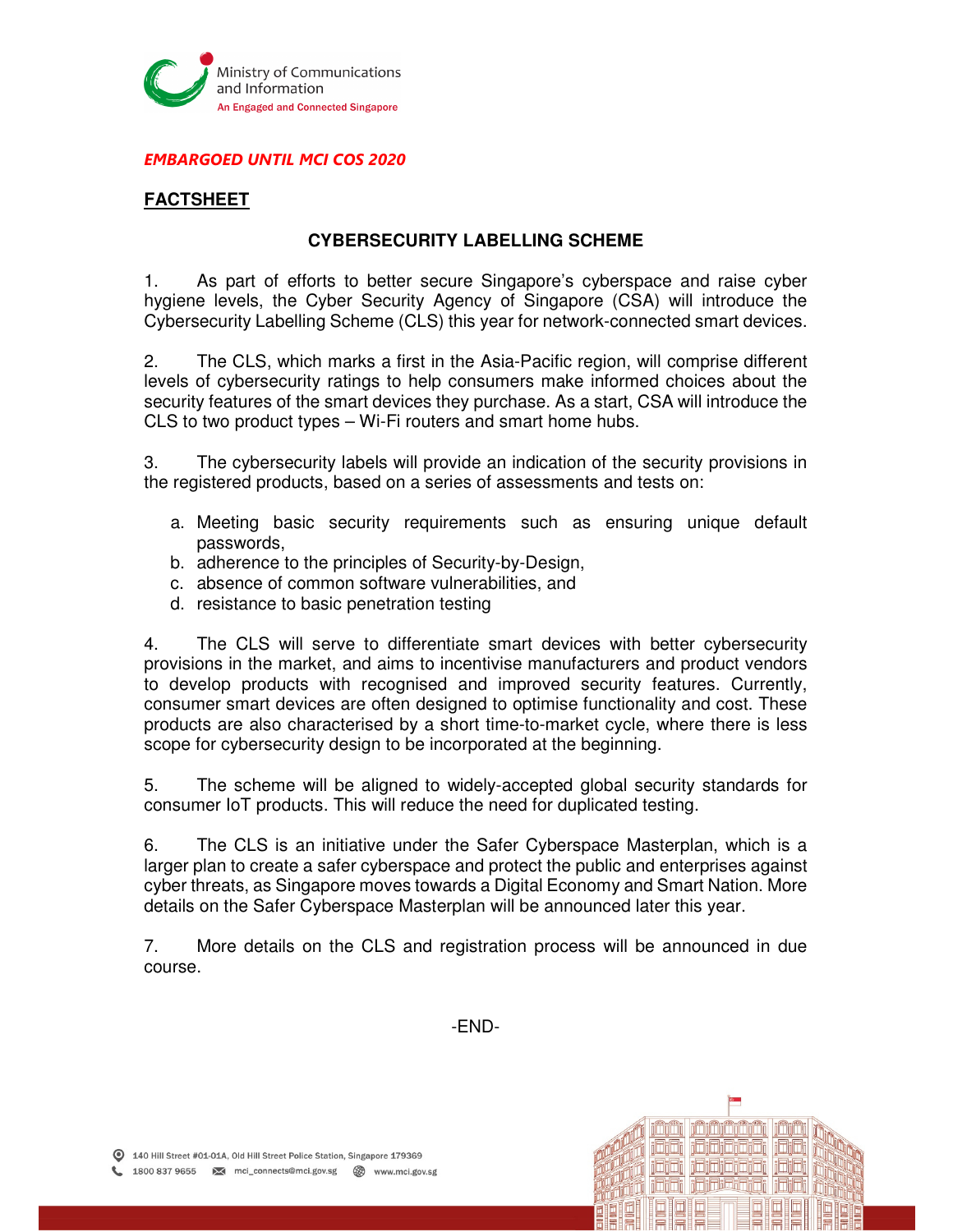Ministry of Communications and Information
An Engaged and Connected Singapore

*EMBARGOED UNTIL MCI COS 2020*

**FACTSHEET**

**CYBERSECURITY LABELLING SCHEME**

1. As part of efforts to better secure Singapore's cyberspace and raise cyber hygiene levels, the Cyber Security Agency of Singapore (CSA) will introduce the Cybersecurity Labelling Scheme (CLS) this year for network-connected smart devices.

2. The CLS, which marks a first in the Asia-Pacific region, will comprise different levels of cybersecurity ratings to help consumers make informed choices about the security features of the smart devices they purchase. As a start, CSA will introduce the CLS to two product types – Wi-Fi routers and smart home hubs.

3. The cybersecurity labels will provide an indication of the security provisions in the registered products, based on a series of assessments and tests on:

   a. Meeting basic security requirements such as ensuring unique default passwords,
   b. adherence to the principles of Security-by-Design,
   c. absence of common software vulnerabilities, and
   d. resistance to basic penetration testing

4. The CLS will serve to differentiate smart devices with better cybersecurity provisions in the market, and aims to incentivise manufacturers and product vendors to develop products with recognised and improved security features. Currently, consumer smart devices are often designed to optimise functionality and cost. These products are also characterised by a short time-to-market cycle, where there is less scope for cybersecurity design to be incorporated at the beginning.

5. The scheme will be aligned to widely-accepted global security standards for consumer IoT products. This will reduce the need for duplicated testing.

6. The CLS is an initiative under the Safer Cyberspace Masterplan, which is a larger plan to create a safer cyberspace and protect the public and enterprises against cyber threats, as Singapore moves towards a Digital Economy and Smart Nation. More details on the Safer Cyberspace Masterplan will be announced later this year.

7. More details on the CLS and registration process will be announced in due course.

-END-

140 Hill Street #01-01A, Old Hill Street Police Station, Singapore 179369
1800 837 9655 mci_connects@mci.gov.sg www.mci.gov.sg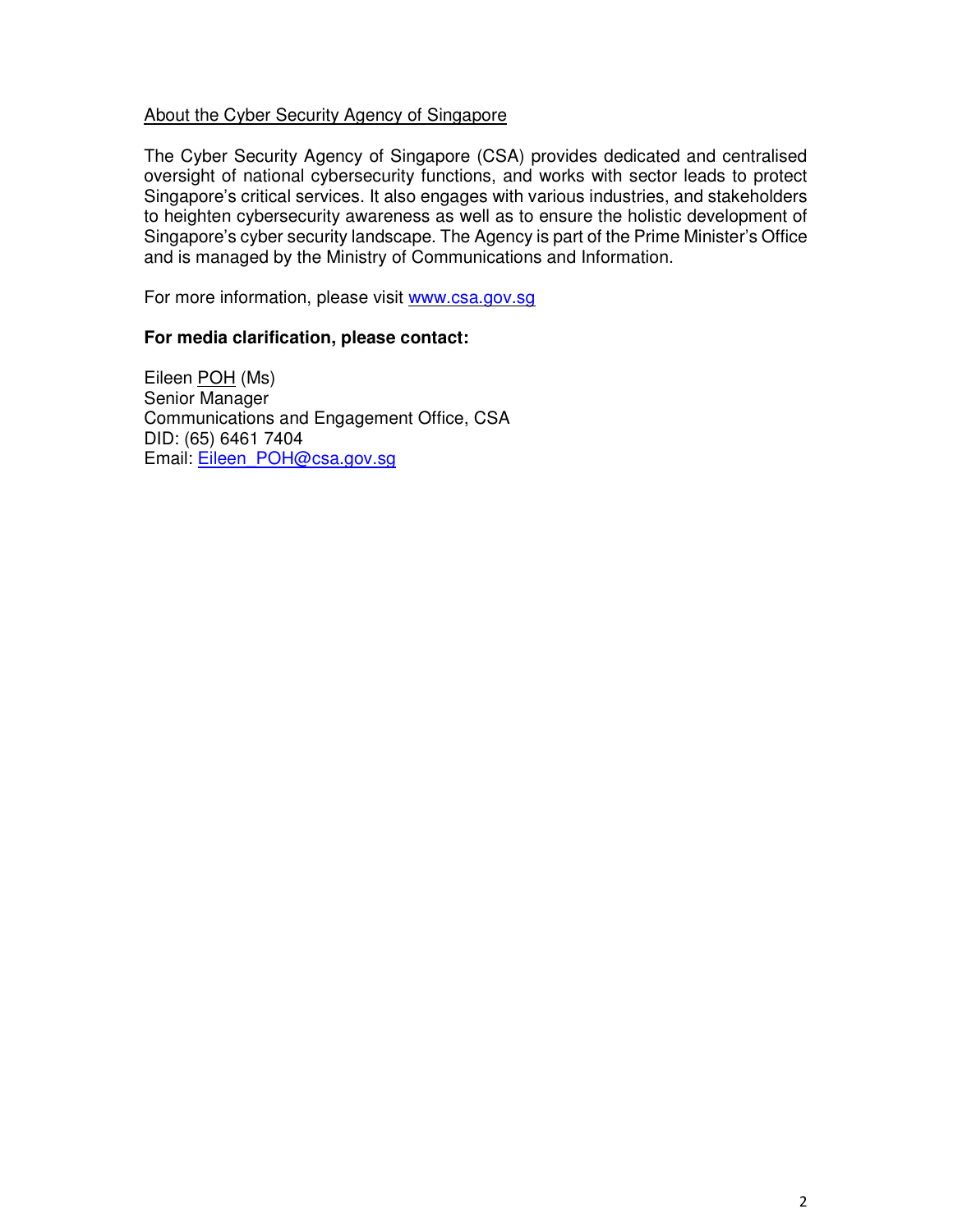About the Cyber Security Agency of Singapore

The Cyber Security Agency of Singapore (CSA) provides dedicated and centralised oversight of national cybersecurity functions, and works with sector leads to protect Singapore's critical services. It also engages with various industries, and stakeholders to heighten cybersecurity awareness as well as to ensure the holistic development of Singapore's cyber security landscape. The Agency is part of the Prime Minister's Office and is managed by the Ministry of Communications and Information.

For more information, please visit www.csa.gov.sg

**For media clarification, please contact:**

Eileen POH (Ms)
Senior Manager
Communications and Engagement Office, CSA
DID: (65) 6461 7404
Email: Eileen_POH@csa.gov.sg